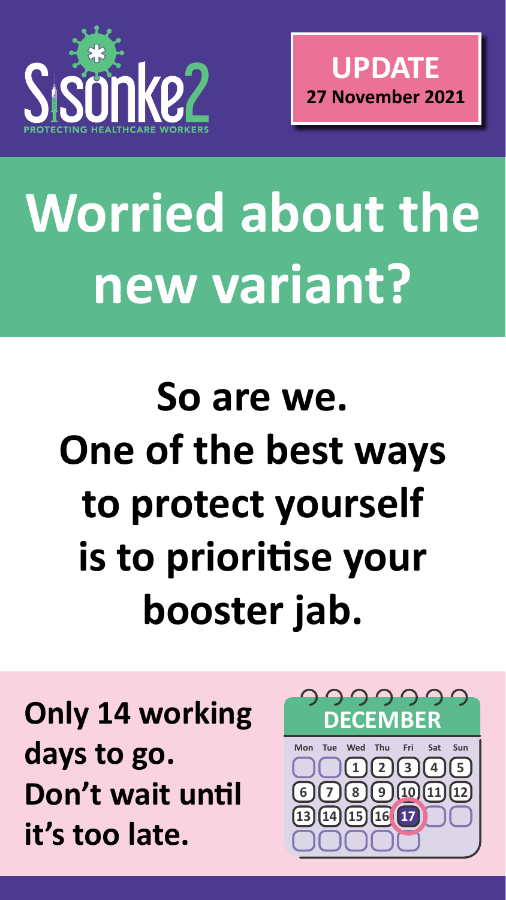Sisonke2

PROTECTING HEALTHCARE WORKERS

**UPDATE**
**27 November 2021**

# Worried about the new variant?

## So are we. One of the best ways to protect yourself is to prioritise your booster jab.

**Only 14 working days to go. Don't wait until it's too late.**

**DECEMBER**

| Mon | Tue | Wed | Thu | Fri | Sat | Sun |
|---|---|---|---|---|---|---|
| | | 1 | 2 | 3 | 4 | 5 |
| 6 | 7 | 8 | 9 | 10 | 11 | 12 |
| 13 | 14 | 15 | 16 | 17 | | |
| | | | | | | |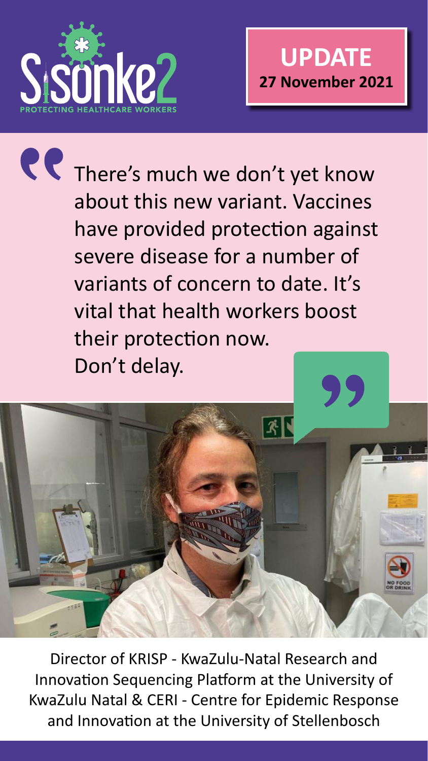Sisonke2

PROTECTING HEALTHCARE WORKERS

**UPDATE**
**27 November 2021**

> There's much we don't yet know about this new variant. Vaccines have provided protection against severe disease for a number of variants of concern to date. It's vital that health workers boost their protection now. Don't delay.

Director of KRISP - KwaZulu-Natal Research and Innovation Sequencing Platform at the University of KwaZulu Natal & CERI - Centre for Epidemic Response and Innovation at the University of Stellenbosch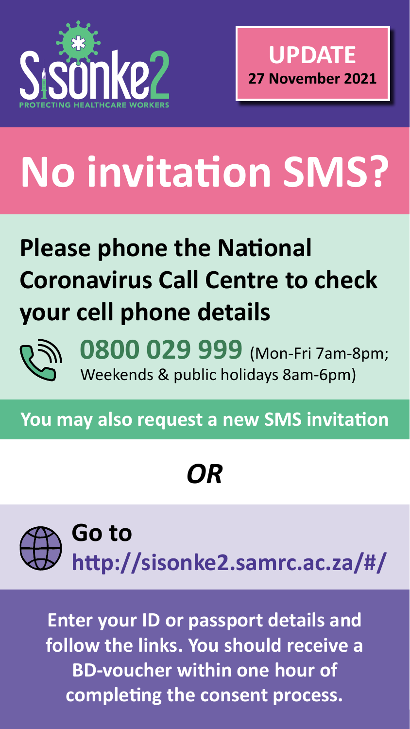Sisonke2

PROTECTING HEALTHCARE WORKERS

**UPDATE**
**27 November 2021**

# No invitation SMS?

## Please phone the National Coronavirus Call Centre to check your cell phone details

**0800 029 999** (Mon-Fri 7am-8pm; Weekends & public holidays 8am-6pm)

**You may also request a new SMS invitation**

***OR***

**Go to**
**http://sisonke2.samrc.ac.za/#/**

**Enter your ID or passport details and follow the links. You should receive a BD-voucher within one hour of completing the consent process.**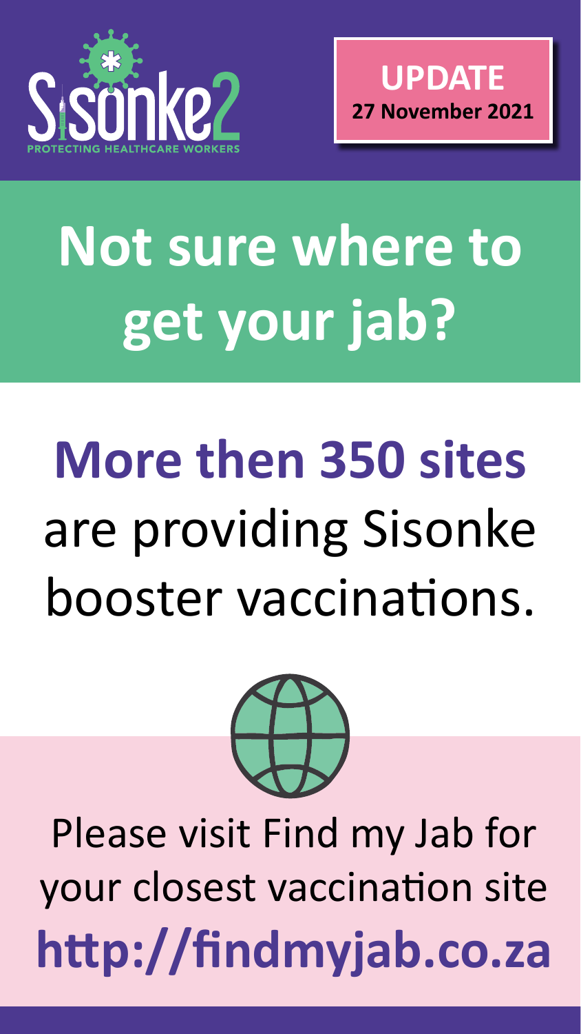Sisonke2 — PROTECTING HEALTHCARE WORKERS

**UPDATE**
**27 November 2021**

# Not sure where to get your jab?

## More then 350 sites are providing Sisonke booster vaccinations.

Please visit Find my Jab for your closest vaccination site

**http://findmyjab.co.za**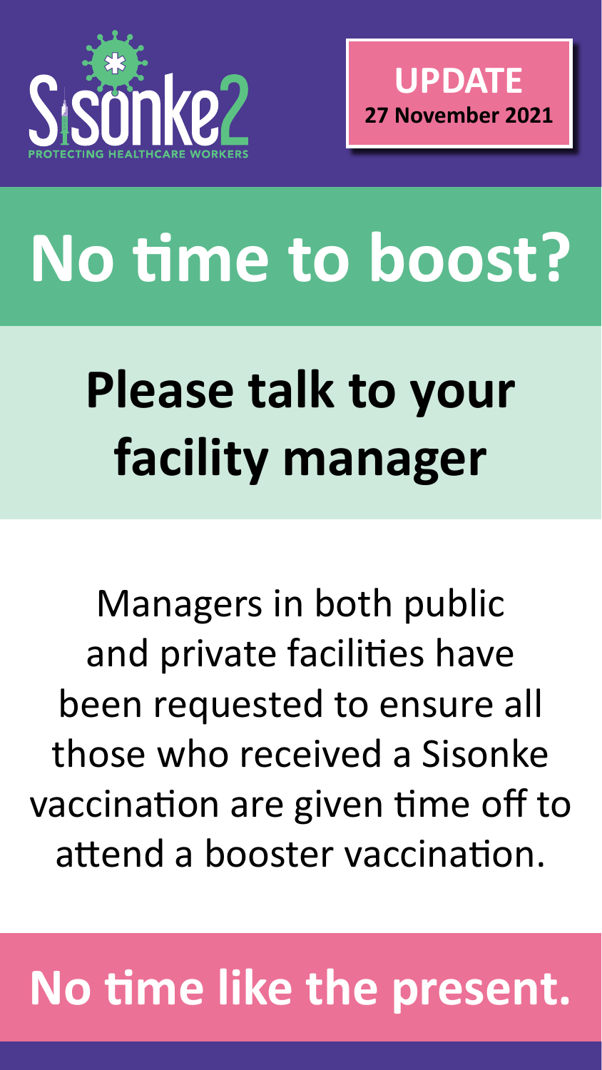Sisonke2

PROTECTING HEALTHCARE WORKERS

**UPDATE**
**27 November 2021**

# No time to boost?

## Please talk to your facility manager

Managers in both public and private facilities have been requested to ensure all those who received a Sisonke vaccination are given time off to attend a booster vaccination.

## No time like the present.